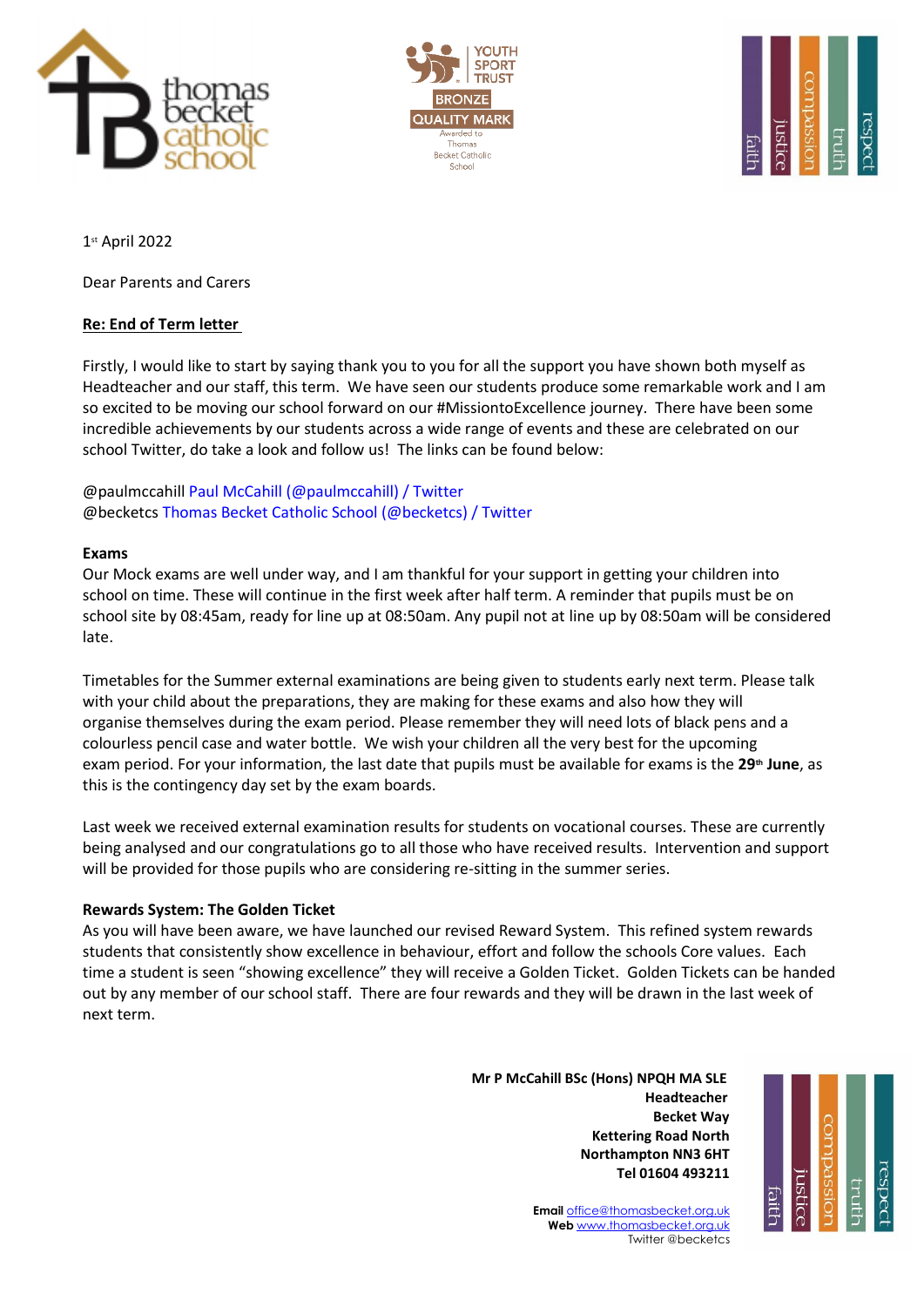1st April 2022

Dear Parents and Carers

**Re: End of Term letter**

Firstly, I would like to start by saying thank you to you for all the support you have shown both myself as Headteacher and our staff, this term. We have seen our students produce some remarkable work and I am so excited to be moving our school forward on our #MissiontoExcellence journey. There have been some incredible achievements by our students across a wide range of events and these are celebrated on our school Twitter, do take a look and follow us! The links can be found below:

@paulmccahill Paul McCahill (@paulmccahill) / Twitter
@becketcs Thomas Becket Catholic School (@becketcs) / Twitter

**Exams**

Our Mock exams are well under way, and I am thankful for your support in getting your children into school on time. These will continue in the first week after half term. A reminder that pupils must be on school site by 08:45am, ready for line up at 08:50am. Any pupil not at line up by 08:50am will be considered late.

Timetables for the Summer external examinations are being given to students early next term. Please talk with your child about the preparations, they are making for these exams and also how they will organise themselves during the exam period. Please remember they will need lots of black pens and a colourless pencil case and water bottle. We wish your children all the very best for the upcoming exam period. For your information, the last date that pupils must be available for exams is the **29th June**, as this is the contingency day set by the exam boards.

Last week we received external examination results for students on vocational courses. These are currently being analysed and our congratulations go to all those who have received results. Intervention and support will be provided for those pupils who are considering re-sitting in the summer series.

**Rewards System: The Golden Ticket**

As you will have been aware, we have launched our revised Reward System. This refined system rewards students that consistently show excellence in behaviour, effort and follow the schools Core values. Each time a student is seen "showing excellence" they will receive a Golden Ticket. Golden Tickets can be handed out by any member of our school staff. There are four rewards and they will be drawn in the last week of next term.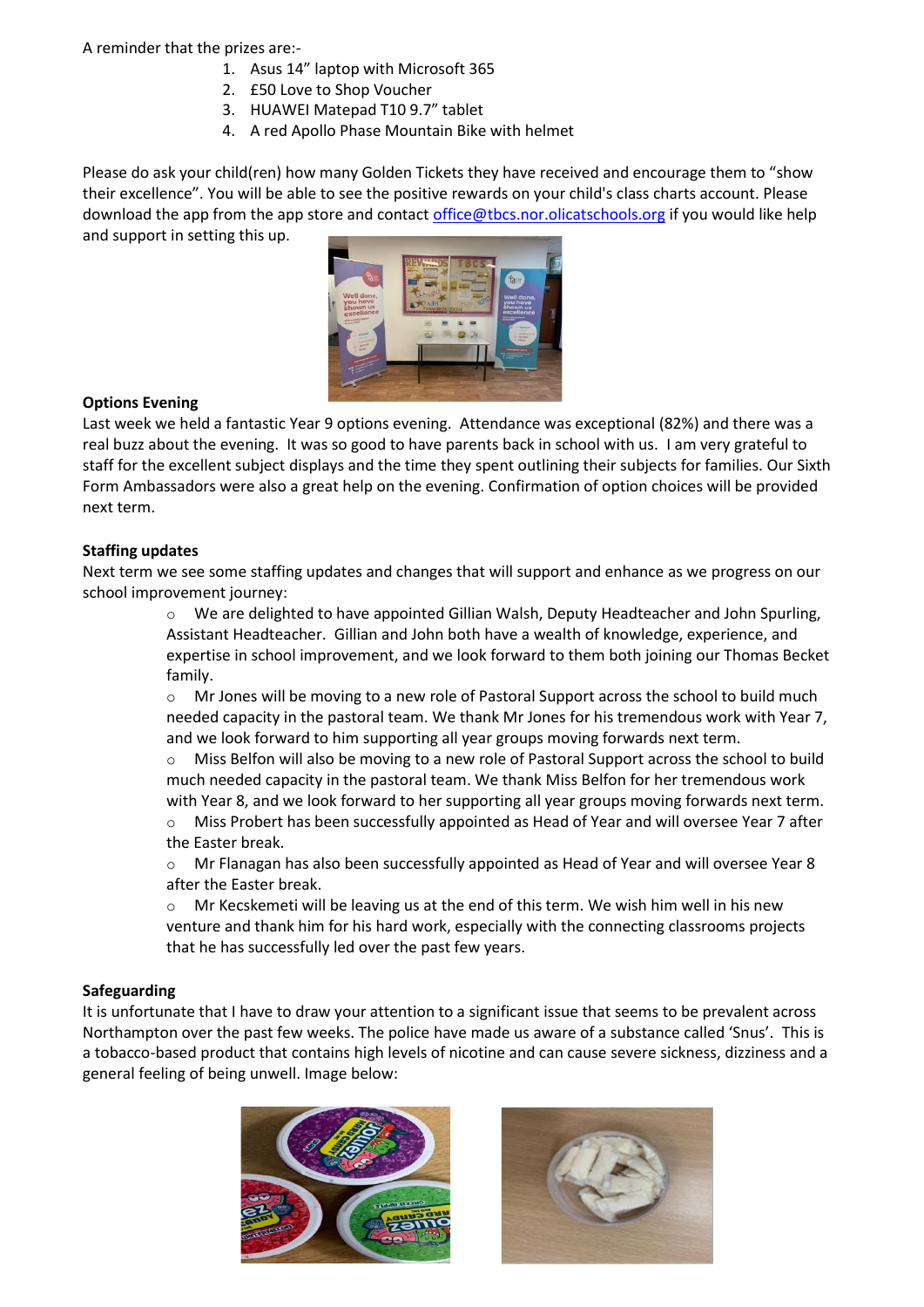A reminder that the prizes are:-

1. Asus 14" laptop with Microsoft 365
2. £50 Love to Shop Voucher
3. HUAWEI Matepad T10 9.7" tablet
4. A red Apollo Phase Mountain Bike with helmet

Please do ask your child(ren) how many Golden Tickets they have received and encourage them to "show their excellence". You will be able to see the positive rewards on your child's class charts account. Please download the app from the app store and contact office@tbcs.nor.olicatschools.org if you would like help and support in setting this up.

**Options Evening**

Last week we held a fantastic Year 9 options evening. Attendance was exceptional (82%) and there was a real buzz about the evening. It was so good to have parents back in school with us. I am very grateful to staff for the excellent subject displays and the time they spent outlining their subjects for families. Our Sixth Form Ambassadors were also a great help on the evening. Confirmation of option choices will be provided next term.

**Staffing updates**

Next term we see some staffing updates and changes that will support and enhance as we progress on our school improvement journey:

- We are delighted to have appointed Gillian Walsh, Deputy Headteacher and John Spurling, Assistant Headteacher. Gillian and John both have a wealth of knowledge, experience, and expertise in school improvement, and we look forward to them both joining our Thomas Becket family.
- Mr Jones will be moving to a new role of Pastoral Support across the school to build much needed capacity in the pastoral team. We thank Mr Jones for his tremendous work with Year 7, and we look forward to him supporting all year groups moving forwards next term.
- Miss Belfon will also be moving to a new role of Pastoral Support across the school to build much needed capacity in the pastoral team. We thank Miss Belfon for her tremendous work with Year 8, and we look forward to her supporting all year groups moving forwards next term.
- Miss Probert has been successfully appointed as Head of Year and will oversee Year 7 after the Easter break.
- Mr Flanagan has also been successfully appointed as Head of Year and will oversee Year 8 after the Easter break.
- Mr Kecskemeti will be leaving us at the end of this term. We wish him well in his new venture and thank him for his hard work, especially with the connecting classrooms projects that he has successfully led over the past few years.

**Safeguarding**

It is unfortunate that I have to draw your attention to a significant issue that seems to be prevalent across Northampton over the past few weeks. The police have made us aware of a substance called 'Snus'. This is a tobacco-based product that contains high levels of nicotine and can cause severe sickness, dizziness and a general feeling of being unwell. Image below: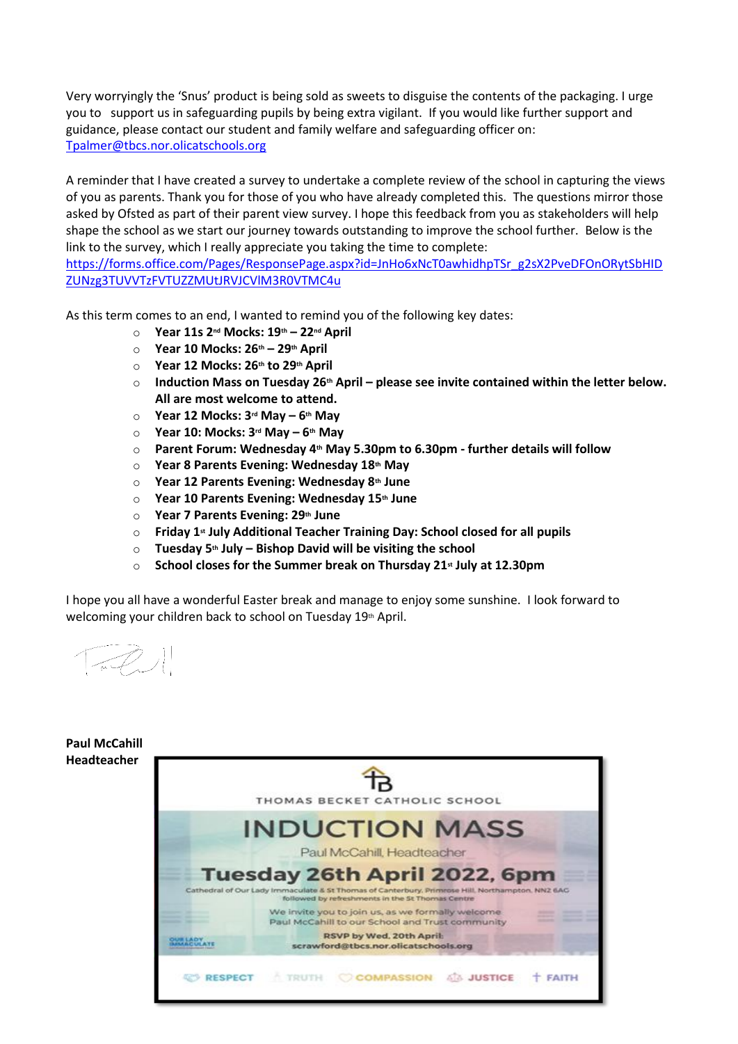Very worryingly the 'Snus' product is being sold as sweets to disguise the contents of the packaging. I urge you to support us in safeguarding pupils by being extra vigilant. If you would like further support and guidance, please contact our student and family welfare and safeguarding officer on: Tpalmer@tbcs.nor.olicatschools.org

A reminder that I have created a survey to undertake a complete review of the school in capturing the views of you as parents. Thank you for those of you who have already completed this. The questions mirror those asked by Ofsted as part of their parent view survey. I hope this feedback from you as stakeholders will help shape the school as we start our journey towards outstanding to improve the school further. Below is the link to the survey, which I really appreciate you taking the time to complete:
https://forms.office.com/Pages/ResponsePage.aspx?id=JnHo6xNcT0awhidhpTSr_g2sX2PveDFOnORytSbHIDZUNzg3TUVVTzFVTUZZMUtJRVJCVlM3R0VTMC4u

As this term comes to an end, I wanted to remind you of the following key dates:

- **Year 11s 2nd Mocks: 19th – 22nd April**
- **Year 10 Mocks: 26th – 29th April**
- **Year 12 Mocks: 26th to 29th April**
- **Induction Mass on Tuesday 26th April – please see invite contained within the letter below. All are most welcome to attend.**
- **Year 12 Mocks: 3rd May – 6th May**
- **Year 10: Mocks: 3rd May – 6th May**
- **Parent Forum: Wednesday 4th May 5.30pm to 6.30pm - further details will follow**
- **Year 8 Parents Evening: Wednesday 18th May**
- **Year 12 Parents Evening: Wednesday 8th June**
- **Year 10 Parents Evening: Wednesday 15th June**
- **Year 7 Parents Evening: 29th June**
- **Friday 1st July Additional Teacher Training Day: School closed for all pupils**
- **Tuesday 5th July – Bishop David will be visiting the school**
- **School closes for the Summer break on Thursday 21st July at 12.30pm**

I hope you all have a wonderful Easter break and manage to enjoy some sunshine. I look forward to welcoming your children back to school on Tuesday 19th April.

**Paul McCahill**
**Headteacher**

THOMAS BECKET CATHOLIC SCHOOL

# INDUCTION MASS

Paul McCahill, Headteacher

## Tuesday 26th April 2022, 6pm

Cathedral of Our Lady Immaculate & St Thomas of Canterbury, Primrose Hill, Northampton, NN2 6AG
followed by refreshments in the St Thomas Centre

We invite you to join us, as we formally welcome
Paul McCahill to our School and Trust community

RSVP by Wed. 20th April:
scrawford@tbcs.nor.olicatschools.org

RESPECT TRUTH COMPASSION JUSTICE FAITH